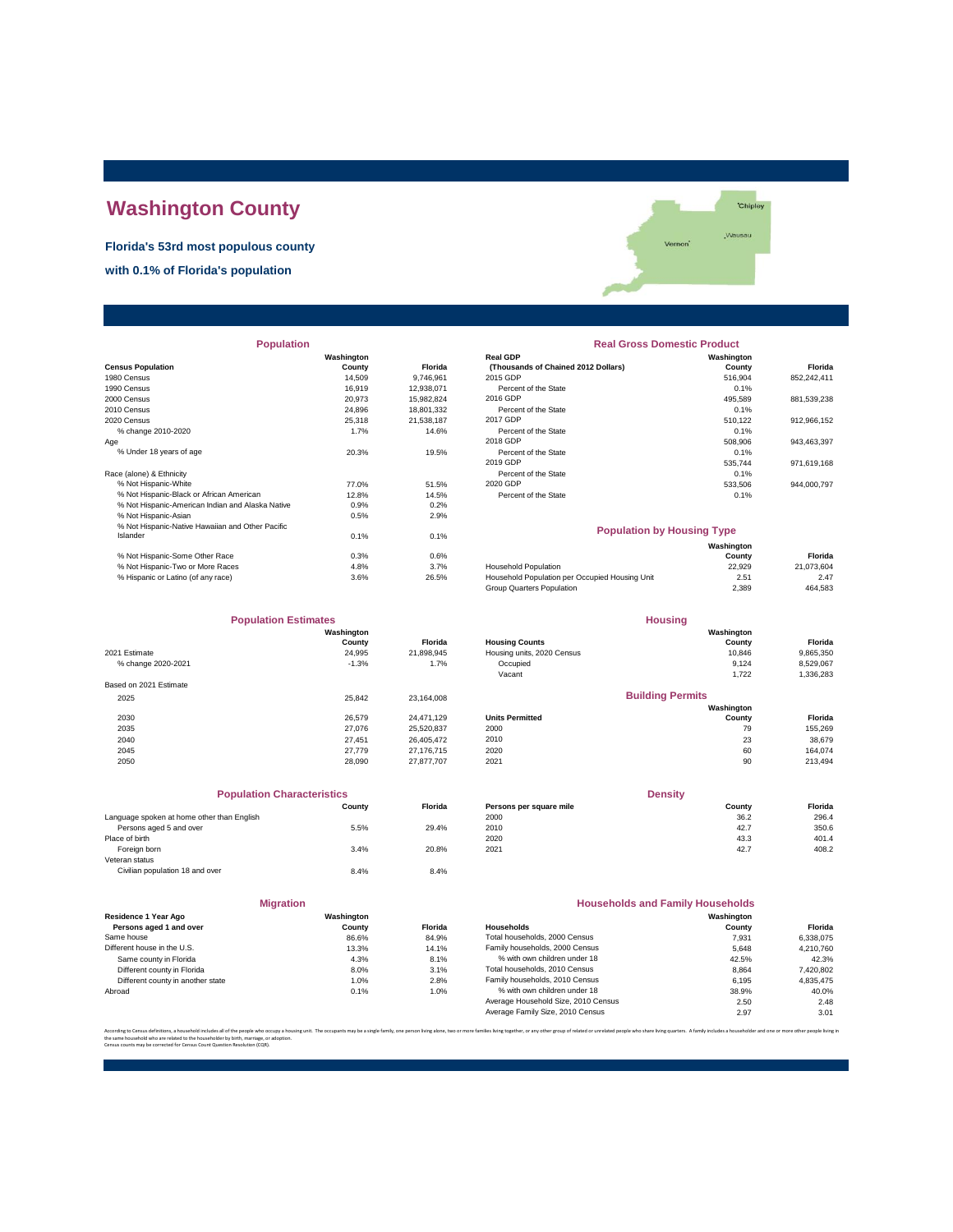# Washington County

**Florida's 53rd most populous county**

**with 0.1% of Florida's population**

## Population

| Census Population | Washington County | Florida |
|---|---|---|
| 1980 Census | 14,509 | 9,746,961 |
| 1990 Census | 16,919 | 12,938,071 |
| 2000 Census | 20,973 | 15,982,824 |
| 2010 Census | 24,896 | 18,801,332 |
| 2020 Census | 25,318 | 21,538,187 |
| % change 2010-2020 | 1.7% | 14.6% |
| Age | | |
| % Under 18 years of age | 20.3% | 19.5% |
| Race (alone) & Ethnicity | | |
| % Not Hispanic-White | 77.0% | 51.5% |
| % Not Hispanic-Black or African American | 12.8% | 14.5% |
| % Not Hispanic-American Indian and Alaska Native | 0.9% | 0.2% |
| % Not Hispanic-Asian | 0.5% | 2.9% |
| % Not Hispanic-Native Hawaiian and Other Pacific Islander | 0.1% | 0.1% |
| % Not Hispanic-Some Other Race | 0.3% | 0.6% |
| % Not Hispanic-Two or More Races | 4.8% | 3.7% |
| % Hispanic or Latino (of any race) | 3.6% | 26.5% |

## Real Gross Domestic Product

| Real GDP (Thousands of Chained 2012 Dollars) | Washington County | Florida |
|---|---|---|
| 2015 GDP | 516,904 | 852,242,411 |
| Percent of the State | 0.1% | |
| 2016 GDP | 495,589 | 881,539,238 |
| Percent of the State | 0.1% | |
| 2017 GDP | 510,122 | 912,966,152 |
| Percent of the State | 0.1% | |
| 2018 GDP | 508,906 | 943,463,397 |
| Percent of the State | 0.1% | |
| 2019 GDP | 535,744 | 971,619,168 |
| Percent of the State | 0.1% | |
| 2020 GDP | 533,506 | 944,000,797 |
| Percent of the State | 0.1% | |

## Population by Housing Type

| | Washington County | Florida |
|---|---|---|
| Household Population | 22,929 | 21,073,604 |
| Household Population per Occupied Housing Unit | 2.51 | 2.47 |
| Group Quarters Population | 2,389 | 464,583 |

## Population Estimates

| | Washington County | Florida |
|---|---|---|
| 2021 Estimate | 24,995 | 21,898,945 |
| % change 2020-2021 | -1.3% | 1.7% |
| Based on 2021 Estimate | | |
| 2025 | 25,842 | 23,164,008 |
| 2030 | 26,579 | 24,471,129 |
| 2035 | 27,076 | 25,520,837 |
| 2040 | 27,451 | 26,405,472 |
| 2045 | 27,779 | 27,176,715 |
| 2050 | 28,090 | 27,877,707 |

## Housing

| Housing Counts | Washington County | Florida |
|---|---|---|
| Housing units, 2020 Census | 10,846 | 9,865,350 |
| Occupied | 9,124 | 8,529,067 |
| Vacant | 1,722 | 1,336,283 |

## Building Permits

| Units Permitted | Washington County | Florida |
|---|---|---|
| 2000 | 79 | 155,269 |
| 2010 | 23 | 38,679 |
| 2020 | 60 | 164,074 |
| 2021 | 90 | 213,494 |

## Population Characteristics

| | County | Florida |
|---|---|---|
| Language spoken at home other than English | | |
| Persons aged 5 and over | 5.5% | 29.4% |
| Place of birth | | |
| Foreign born | 3.4% | 20.8% |
| Veteran status | | |
| Civilian population 18 and over | 8.4% | 8.4% |

## Density

| Persons per square mile | County | Florida |
|---|---|---|
| 2000 | 36.2 | 296.4 |
| 2010 | 42.7 | 350.6 |
| 2020 | 43.3 | 401.4 |
| 2021 | 42.7 | 408.2 |

## Migration

| Residence 1 Year Ago Persons aged 1 and over | Washington County | Florida |
|---|---|---|
| Same house | 86.6% | 84.9% |
| Different house in the U.S. | 13.3% | 14.1% |
| Same county in Florida | 4.3% | 8.1% |
| Different county in Florida | 8.0% | 3.1% |
| Different county in another state | 1.0% | 2.8% |
| Abroad | 0.1% | 1.0% |

## Households and Family Households

| Households | Washington County | Florida |
|---|---|---|
| Total households, 2000 Census | 7,931 | 6,338,075 |
| Family households, 2000 Census | 5,648 | 4,210,760 |
| % with own children under 18 | 42.5% | 42.3% |
| Total households, 2010 Census | 8,864 | 7,420,802 |
| Family households, 2010 Census | 6,195 | 4,835,475 |
| % with own children under 18 | 38.9% | 40.0% |
| Average Household Size, 2010 Census | 2.50 | 2.48 |
| Average Family Size, 2010 Census | 2.97 | 3.01 |

According to Census definitions, a household includes all of the people who occupy a housing unit. The occupants may be a single family, one person living alone, two or more families living together, or any other group of related or unrelated people who share living quarters. A family includes a householder and one or more other people living in the same household who are related to the householder by birth, marriage, or adoption.
Census counts may be corrected for Census Count Question Resolution (CQR).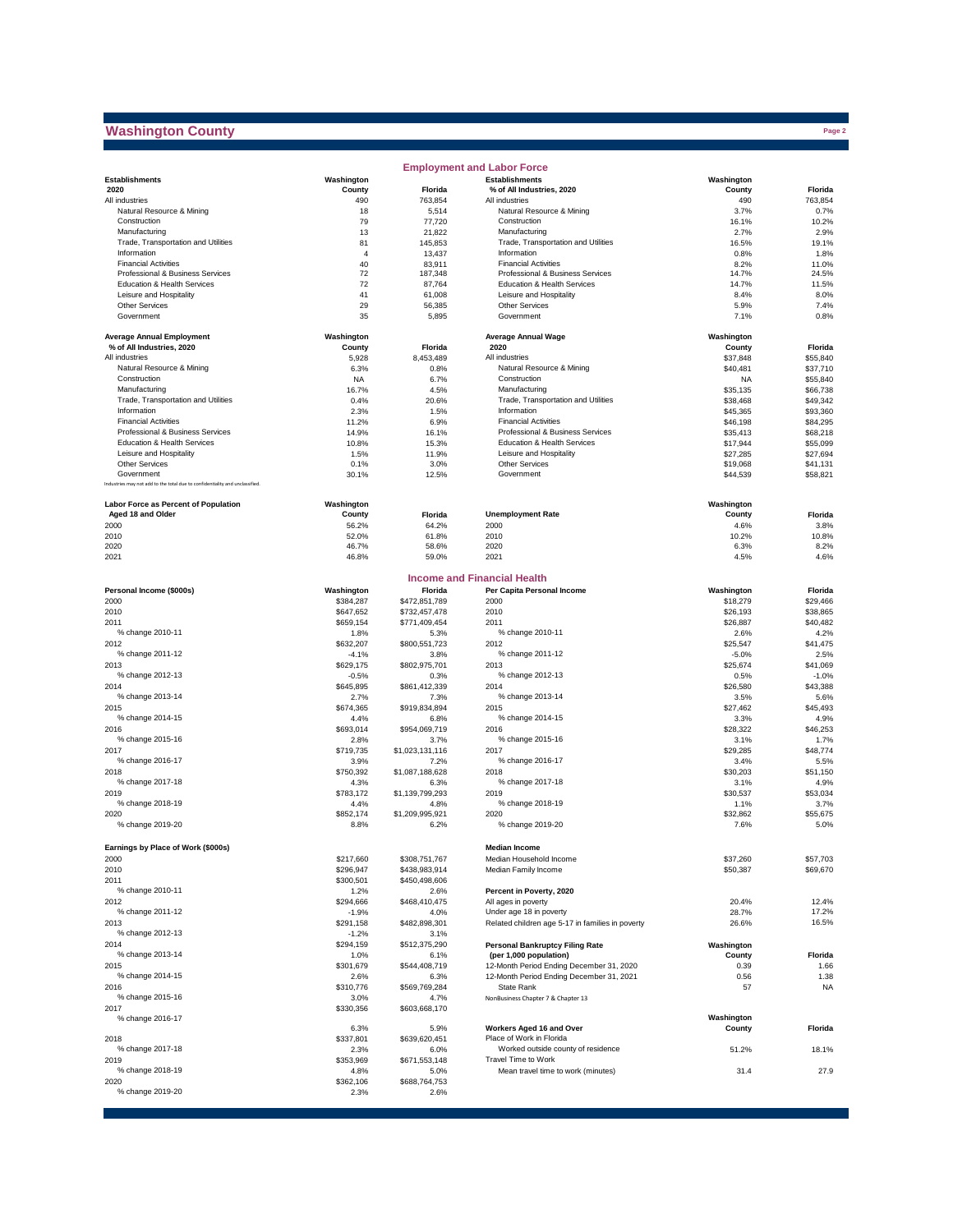# Washington County

## Employment and Labor Force

| Establishments 2020 | Washington County | Florida |
|---|---|---|
| All industries | 490 | 763,854 |
| Natural Resource & Mining | 18 | 5,514 |
| Construction | 79 | 77,720 |
| Manufacturing | 13 | 21,822 |
| Trade, Transportation and Utilities | 81 | 145,853 |
| Information | 4 | 13,437 |
| Financial Activities | 40 | 83,911 |
| Professional & Business Services | 72 | 187,348 |
| Education & Health Services | 72 | 87,764 |
| Leisure and Hospitality | 41 | 61,008 |
| Other Services | 29 | 56,385 |
| Government | 35 | 5,895 |

| Establishments % of All Industries, 2020 | Washington County | Florida |
|---|---|---|
| All industries | 490 | 763,854 |
| Natural Resource & Mining | 3.7% | 0.7% |
| Construction | 16.1% | 10.2% |
| Manufacturing | 2.7% | 2.9% |
| Trade, Transportation and Utilities | 16.5% | 19.1% |
| Information | 0.8% | 1.8% |
| Financial Activities | 8.2% | 11.0% |
| Professional & Business Services | 14.7% | 24.5% |
| Education & Health Services | 14.7% | 11.5% |
| Leisure and Hospitality | 8.4% | 8.0% |
| Other Services | 5.9% | 7.4% |
| Government | 7.1% | 0.8% |

| Average Annual Employment % of All Industries, 2020 | Washington County | Florida |
|---|---|---|
| All industries | 5,928 | 8,453,489 |
| Natural Resource & Mining | 6.3% | 0.8% |
| Construction | NA | 6.7% |
| Manufacturing | 16.7% | 4.5% |
| Trade, Transportation and Utilities | 0.4% | 20.6% |
| Information | 2.3% | 1.5% |
| Financial Activities | 11.2% | 6.9% |
| Professional & Business Services | 14.9% | 16.1% |
| Education & Health Services | 10.8% | 15.3% |
| Leisure and Hospitality | 1.5% | 11.9% |
| Other Services | 0.1% | 3.0% |
| Government | 30.1% | 12.5% |

Industries may not add to the total due to confidentiality and unclassified.

| Average Annual Wage 2020 | Washington County | Florida |
|---|---|---|
| All industries | $37,848 | $55,840 |
| Natural Resource & Mining | $40,481 | $37,710 |
| Construction | NA | $55,840 |
| Manufacturing | $35,135 | $66,738 |
| Trade, Transportation and Utilities | $38,468 | $49,342 |
| Information | $45,365 | $93,360 |
| Financial Activities | $46,198 | $84,295 |
| Professional & Business Services | $35,413 | $68,218 |
| Education & Health Services | $17,944 | $55,099 |
| Leisure and Hospitality | $27,285 | $27,694 |
| Other Services | $19,068 | $41,131 |
| Government | $44,539 | $58,821 |

| Labor Force as Percent of Population Aged 18 and Older | Washington County | Florida |
|---|---|---|
| 2000 | 56.2% | 64.2% |
| 2010 | 52.0% | 61.8% |
| 2020 | 46.7% | 58.6% |
| 2021 | 46.8% | 59.0% |

| Unemployment Rate | Washington County | Florida |
|---|---|---|
| 2000 | 4.6% | 3.8% |
| 2010 | 10.2% | 10.8% |
| 2020 | 6.3% | 8.2% |
| 2021 | 4.5% | 4.6% |

## Income and Financial Health

| Personal Income ($000s) | Washington | Florida |
|---|---|---|
| 2000 | $384,287 | $472,851,789 |
| 2010 | $647,652 | $732,457,478 |
| 2011 | $659,154 | $771,409,454 |
| % change 2010-11 | 1.8% | 5.3% |
| 2012 | $632,207 | $800,551,723 |
| % change 2011-12 | -4.1% | 3.8% |
| 2013 | $629,175 | $802,975,701 |
| % change 2012-13 | -0.5% | 0.3% |
| 2014 | $645,895 | $861,412,339 |
| % change 2013-14 | 2.7% | 7.3% |
| 2015 | $674,365 | $919,834,894 |
| % change 2014-15 | 4.4% | 6.8% |
| 2016 | $693,014 | $954,069,719 |
| % change 2015-16 | 2.8% | 3.7% |
| 2017 | $719,735 | $1,023,131,116 |
| % change 2016-17 | 3.9% | 7.2% |
| 2018 | $750,392 | $1,087,188,628 |
| % change 2017-18 | 4.3% | 6.3% |
| 2019 | $783,172 | $1,139,799,293 |
| % change 2018-19 | 4.4% | 4.8% |
| 2020 | $852,174 | $1,209,995,921 |
| % change 2019-20 | 8.8% | 6.2% |

| Per Capita Personal Income | Washington | Florida |
|---|---|---|
| 2000 | $18,279 | $29,466 |
| 2010 | $26,193 | $38,865 |
| 2011 | $26,887 | $40,482 |
| % change 2010-11 | 2.6% | 4.2% |
| 2012 | $25,547 | $41,475 |
| % change 2011-12 | -5.0% | 2.5% |
| 2013 | $25,674 | $41,069 |
| % change 2012-13 | 0.5% | -1.0% |
| 2014 | $26,580 | $43,388 |
| % change 2013-14 | 3.5% | 5.6% |
| 2015 | $27,462 | $45,493 |
| % change 2014-15 | 3.3% | 4.9% |
| 2016 | $28,322 | $46,253 |
| % change 2015-16 | 3.1% | 1.7% |
| 2017 | $29,285 | $48,774 |
| % change 2016-17 | 3.4% | 5.5% |
| 2018 | $30,203 | $51,150 |
| % change 2017-18 | 3.1% | 4.9% |
| 2019 | $30,537 | $53,034 |
| % change 2018-19 | 1.1% | 3.7% |
| 2020 | $32,862 | $55,675 |
| % change 2019-20 | 7.6% | 5.0% |

| Earnings by Place of Work ($000s) | Washington | Florida |
|---|---|---|
| 2000 | $217,660 | $308,751,767 |
| 2010 | $296,947 | $438,983,914 |
| 2011 | $300,501 | $450,498,606 |
| % change 2010-11 | 1.2% | 2.6% |
| 2012 | $294,666 | $468,410,475 |
| % change 2011-12 | -1.9% | 4.0% |
| 2013 | $291,158 | $482,898,301 |
| % change 2012-13 | -1.2% | 3.1% |
| 2014 | $294,159 | $512,375,290 |
| % change 2013-14 | 1.0% | 6.1% |
| 2015 | $301,679 | $544,408,719 |
| % change 2014-15 | 2.6% | 6.3% |
| 2016 | $310,776 | $569,769,284 |
| % change 2015-16 | 3.0% | 4.7% |
| 2017 | $330,356 | $603,668,170 |
| % change 2016-17 | 6.3% | 5.9% |
| 2018 | $337,801 | $639,620,451 |
| % change 2017-18 | 2.3% | 6.0% |
| 2019 | $353,969 | $671,553,148 |
| % change 2018-19 | 4.8% | 5.0% |
| 2020 | $362,106 | $688,764,753 |
| % change 2019-20 | 2.3% | 2.6% |

| Median Income | Washington | Florida |
|---|---|---|
| Median Household Income | $37,260 | $57,703 |
| Median Family Income | $50,387 | $69,670 |

| Percent in Poverty, 2020 | Washington | Florida |
|---|---|---|
| All ages in poverty | 20.4% | 12.4% |
| Under age 18 in poverty | 28.7% | 17.2% |
| Related children age 5-17 in families in poverty | 26.6% | 16.5% |

| Personal Bankruptcy Filing Rate (per 1,000 population) | Washington County | Florida |
|---|---|---|
| 12-Month Period Ending December 31, 2020 | 0.39 | 1.66 |
| 12-Month Period Ending December 31, 2021 | 0.56 | 1.38 |
| State Rank | 57 | NA |

NonBusiness Chapter 7 & Chapter 13

| Workers Aged 16 and Over | Washington County | Florida |
|---|---|---|
| Place of Work in Florida | | |
| Worked outside county of residence | 51.2% | 18.1% |
| Travel Time to Work | | |
| Mean travel time to work (minutes) | 31.4 | 27.9 |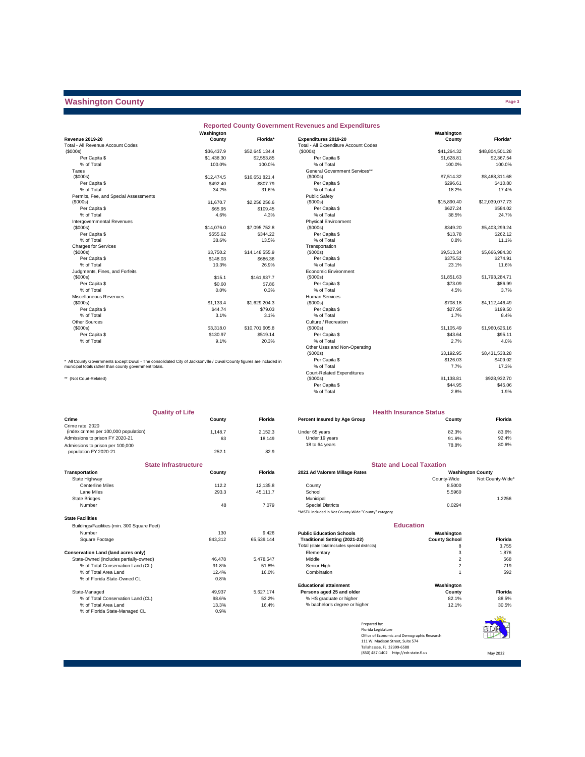# Washington County

## Reported County Government Revenues and Expenditures

| Revenue 2019-20 | Washington County | Florida* |
|---|---|---|
| Total - All Revenue Account Codes | | |
| ($000s) | $36,437.9 | $52,645,134.4 |
| Per Capita $ | $1,438.30 | $2,553.85 |
| % of Total | 100.0% | 100.0% |
| Taxes | | |
| ($000s) | $12,474.5 | $16,651,821.4 |
| Per Capita $ | $492.40 | $807.79 |
| % of Total | 34.2% | 31.6% |
| Permits, Fee, and Special Assessments | | |
| ($000s) | $1,670.7 | $2,256,256.6 |
| Per Capita $ | $65.95 | $109.45 |
| % of Total | 4.6% | 4.3% |
| Intergovernmental Revenues | | |
| ($000s) | $14,076.0 | $7,095,752.8 |
| Per Capita $ | $555.62 | $344.22 |
| % of Total | 38.6% | 13.5% |
| Charges for Services | | |
| ($000s) | $3,750.2 | $14,148,555.9 |
| Per Capita $ | $148.03 | $686.36 |
| % of Total | 10.3% | 26.9% |
| Judgments, Fines, and Forfeits | | |
| ($000s) | $15.1 | $161,937.7 |
| Per Capita $ | $0.60 | $7.86 |
| % of Total | 0.0% | 0.3% |
| Miscellaneous Revenues | | |
| ($000s) | $1,133.4 | $1,629,204.3 |
| Per Capita $ | $44.74 | $79.03 |
| % of Total | 3.1% | 3.1% |
| Other Sources | | |
| ($000s) | $3,318.0 | $10,701,605.8 |
| Per Capita $ | $130.97 | $519.14 |
| % of Total | 9.1% | 20.3% |

\* All County Governments Except Duval - The consolidated City of Jacksonville / Duval County figures are included in municipal totals rather than county government totals.

** (Not Court-Related)

| Expenditures 2019-20 | Washington County | Florida* |
|---|---|---|
| Total - All Expenditure Account Codes | | |
| ($000s) | $41,264.32 | $48,804,501.28 |
| Per Capita $ | $1,628.81 | $2,367.54 |
| % of Total | 100.0% | 100.0% |
| General Government Services** | | |
| ($000s) | $7,514.32 | $8,468,311.68 |
| Per Capita $ | $296.61 | $410.80 |
| % of Total | 18.2% | 17.4% |
| Public Safety | | |
| ($000s) | $15,890.40 | $12,039,077.73 |
| Per Capita $ | $627.24 | $584.02 |
| % of Total | 38.5% | 24.7% |
| Physical Environment | | |
| ($000s) | $349.20 | $5,403,299.24 |
| Per Capita $ | $13.78 | $262.12 |
| % of Total | 0.8% | 11.1% |
| Transportation | | |
| ($000s) | $9,513.34 | $5,666,984.30 |
| Per Capita $ | $375.52 | $274.91 |
| % of Total | 23.1% | 11.6% |
| Economic Environment | | |
| ($000s) | $1,851.63 | $1,793,284.71 |
| Per Capita $ | $73.09 | $86.99 |
| % of Total | 4.5% | 3.7% |
| Human Services | | |
| ($000s) | $708.18 | $4,112,446.49 |
| Per Capita $ | $27.95 | $199.50 |
| % of Total | 1.7% | 8.4% |
| Culture / Recreation | | |
| ($000s) | $1,105.49 | $1,960,626.16 |
| Per Capita $ | $43.64 | $95.11 |
| % of Total | 2.7% | 4.0% |
| Other Uses and Non-Operating | | |
| ($000s) | $3,192.95 | $8,431,538.28 |
| Per Capita $ | $126.03 | $409.02 |
| % of Total | 7.7% | 17.3% |
| Court-Related Expenditures | | |
| ($000s) | $1,138.81 | $928,932.70 |
| Per Capita $ | $44.95 | $45.06 |
| % of Total | 2.8% | 1.9% |

## Quality of Life

| Crime | County | Florida |
|---|---|---|
| Crime rate, 2020 (index crimes per 100,000 population) | 1,148.7 | 2,152.3 |
| Admissions to prison FY 2020-21 | 63 | 18,149 |
| Admissions to prison per 100,000 population FY 2020-21 | 252.1 | 82.9 |

## Health Insurance Status

| Percent Insured by Age Group | County | Florida |
|---|---|---|
| Under 65 years | 82.3% | 83.6% |
| Under 19 years | 91.6% | 92.4% |
| 18 to 64 years | 78.8% | 80.6% |

## State Infrastructure

| Transportation | County | Florida |
|---|---|---|
| State Highway | | |
| Centerline Miles | 112.2 | 12,135.8 |
| Lane Miles | 293.3 | 45,111.7 |
| State Bridges | | |
| Number | 48 | 7,079 |

| State Facilities | County | Florida |
|---|---|---|
| Buildings/Facilities (min. 300 Square Feet) | | |
| Number | 130 | 9,426 |
| Square Footage | 843,312 | 65,539,144 |

| Conservation Land (land acres only) | County | Florida |
|---|---|---|
| State-Owned (includes partially-owned) | 46,478 | 5,478,547 |
| % of Total Conservation Land (CL) | 91.8% | 51.8% |
| % of Total Area Land | 12.4% | 16.0% |
| % of Florida State-Owned CL | 0.8% | |
| State-Managed | 49,937 | 5,627,174 |
| % of Total Conservation Land (CL) | 98.6% | 53.2% |
| % of Total Area Land | 13.3% | 16.4% |
| % of Florida State-Managed CL | 0.9% | |

## State and Local Taxation

| 2021 Ad Valorem Millage Rates | Washington County County-Wide | Washington County Not County-Wide* |
|---|---|---|
| County | 8.5000 | |
| School | 5.5960 | |
| Municipal | | 1.2256 |
| Special Districts | 0.0294 | |

*MSTU included in Not County-Wide "County" category

## Education

| Public Education Schools Traditional Setting (2021-22) | Washington County School | Florida |
|---|---|---|
| Total (state total includes special districts) | 8 | 3,755 |
| Elementary | 3 | 1,876 |
| Middle | 2 | 568 |
| Senior High | 2 | 719 |
| Combination | 1 | 592 |

| Educational attainment Persons aged 25 and older | Washington County | Florida |
|---|---|---|
| % HS graduate or higher | 82.1% | 88.5% |
| % bachelor's degree or higher | 12.1% | 30.5% |

Prepared by:
Florida Legislature
Office of Economic and Demographic Research
111 W. Madison Street, Suite 574
Tallahassee, FL 32399-6588
(850) 487-1402 http://edr.state.fl.us

May 2022